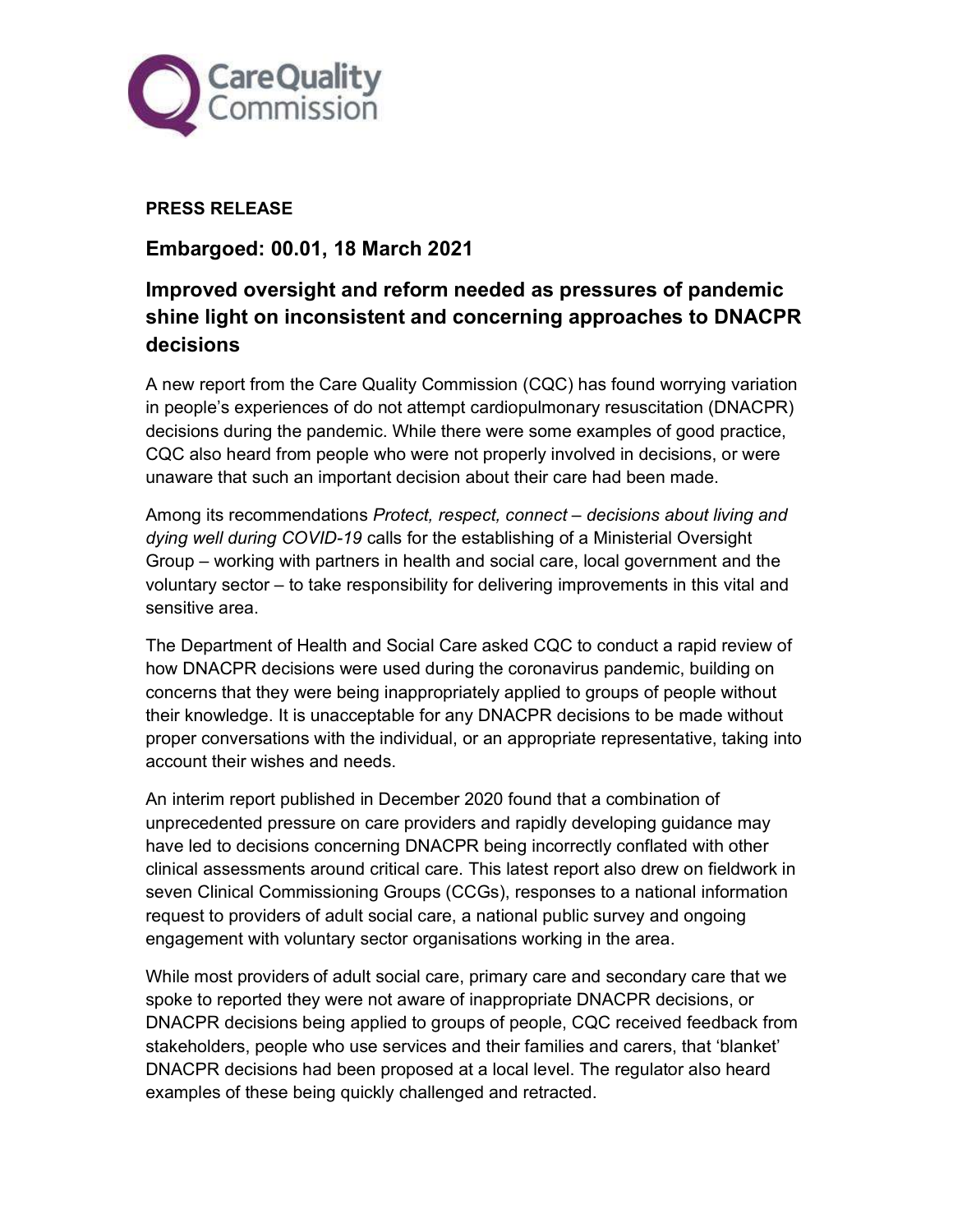Care Quality Commission

**PRESS RELEASE**

## Embargoed: 00.01, 18 March 2021

## Improved oversight and reform needed as pressures of pandemic shine light on inconsistent and concerning approaches to DNACPR decisions

A new report from the Care Quality Commission (CQC) has found worrying variation in people's experiences of do not attempt cardiopulmonary resuscitation (DNACPR) decisions during the pandemic. While there were some examples of good practice, CQC also heard from people who were not properly involved in decisions, or were unaware that such an important decision about their care had been made.

Among its recommendations *Protect, respect, connect – decisions about living and dying well during COVID-19* calls for the establishing of a Ministerial Oversight Group – working with partners in health and social care, local government and the voluntary sector – to take responsibility for delivering improvements in this vital and sensitive area.

The Department of Health and Social Care asked CQC to conduct a rapid review of how DNACPR decisions were used during the coronavirus pandemic, building on concerns that they were being inappropriately applied to groups of people without their knowledge. It is unacceptable for any DNACPR decisions to be made without proper conversations with the individual, or an appropriate representative, taking into account their wishes and needs.

An interim report published in December 2020 found that a combination of unprecedented pressure on care providers and rapidly developing guidance may have led to decisions concerning DNACPR being incorrectly conflated with other clinical assessments around critical care. This latest report also drew on fieldwork in seven Clinical Commissioning Groups (CCGs), responses to a national information request to providers of adult social care, a national public survey and ongoing engagement with voluntary sector organisations working in the area.

While most providers of adult social care, primary care and secondary care that we spoke to reported they were not aware of inappropriate DNACPR decisions, or DNACPR decisions being applied to groups of people, CQC received feedback from stakeholders, people who use services and their families and carers, that 'blanket' DNACPR decisions had been proposed at a local level. The regulator also heard examples of these being quickly challenged and retracted.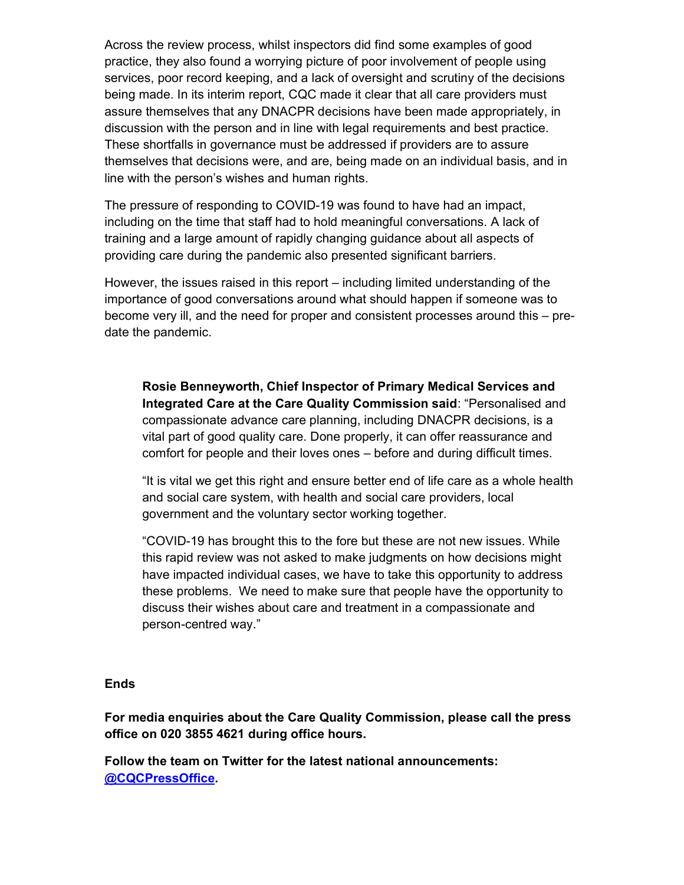Across the review process, whilst inspectors did find some examples of good practice, they also found a worrying picture of poor involvement of people using services, poor record keeping, and a lack of oversight and scrutiny of the decisions being made. In its interim report, CQC made it clear that all care providers must assure themselves that any DNACPR decisions have been made appropriately, in discussion with the person and in line with legal requirements and best practice. These shortfalls in governance must be addressed if providers are to assure themselves that decisions were, and are, being made on an individual basis, and in line with the person's wishes and human rights.

The pressure of responding to COVID-19 was found to have had an impact, including on the time that staff had to hold meaningful conversations. A lack of training and a large amount of rapidly changing guidance about all aspects of providing care during the pandemic also presented significant barriers.

However, the issues raised in this report – including limited understanding of the importance of good conversations around what should happen if someone was to become very ill, and the need for proper and consistent processes around this – pre-date the pandemic.

> **Rosie Benneyworth, Chief Inspector of Primary Medical Services and Integrated Care at the Care Quality Commission said**: "Personalised and compassionate advance care planning, including DNACPR decisions, is a vital part of good quality care. Done properly, it can offer reassurance and comfort for people and their loves ones – before and during difficult times.
>
> "It is vital we get this right and ensure better end of life care as a whole health and social care system, with health and social care providers, local government and the voluntary sector working together.
>
> "COVID-19 has brought this to the fore but these are not new issues. While this rapid review was not asked to make judgments on how decisions might have impacted individual cases, we have to take this opportunity to address these problems. We need to make sure that people have the opportunity to discuss their wishes about care and treatment in a compassionate and person-centred way."

**Ends**

**For media enquiries about the Care Quality Commission, please call the press office on 020 3855 4621 during office hours.**

**Follow the team on Twitter for the latest national announcements: @CQCPressOffice.**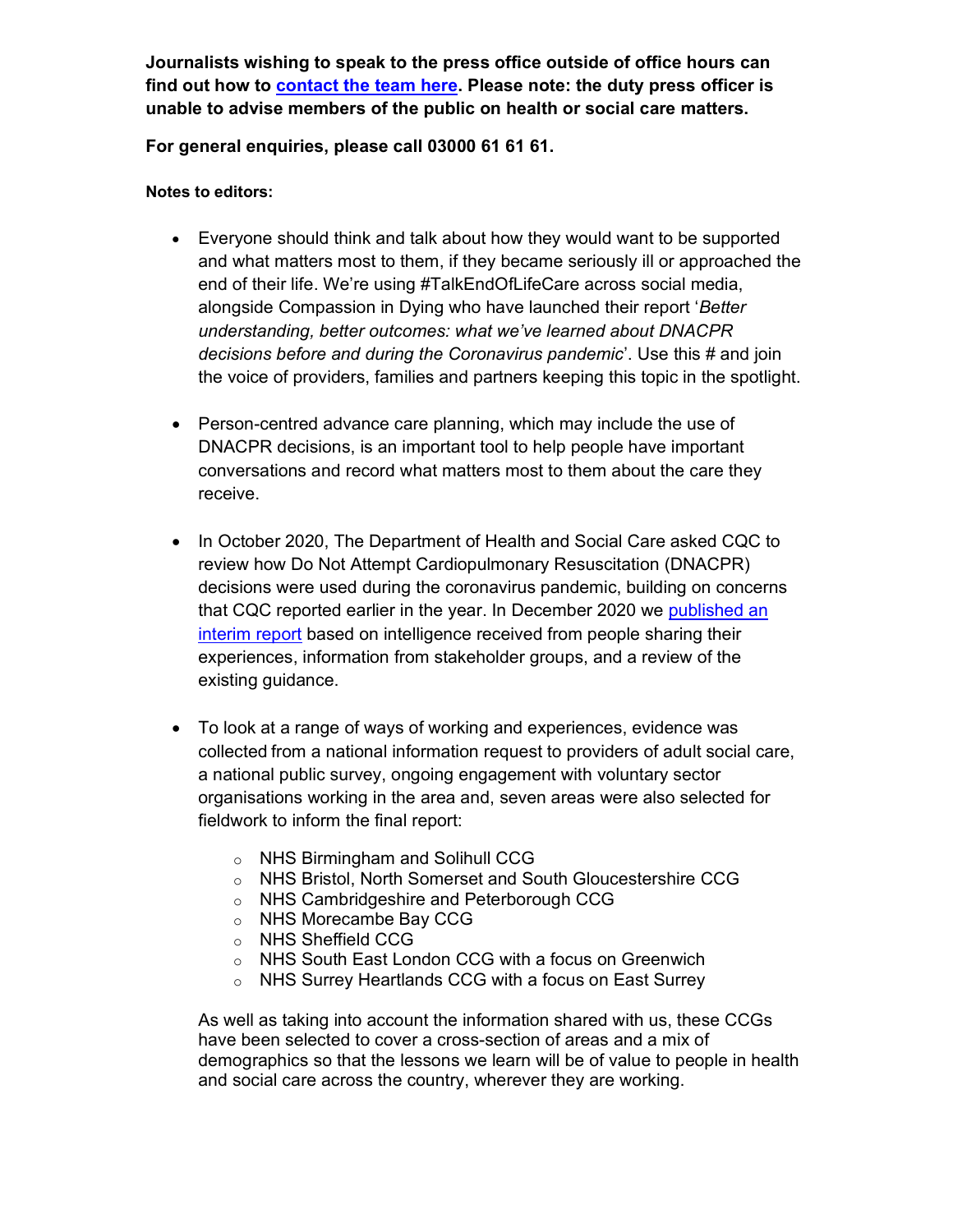**Journalists wishing to speak to the press office outside of office hours can find out how to contact the team here. Please note: the duty press officer is unable to advise members of the public on health or social care matters.**

**For general enquiries, please call 03000 61 61 61.**

**Notes to editors:**

- Everyone should think and talk about how they would want to be supported and what matters most to them, if they became seriously ill or approached the end of their life. We're using #TalkEndOfLifeCare across social media, alongside Compassion in Dying who have launched their report '*Better understanding, better outcomes: what we've learned about DNACPR decisions before and during the Coronavirus pandemic*'. Use this # and join the voice of providers, families and partners keeping this topic in the spotlight.

- Person-centred advance care planning, which may include the use of DNACPR decisions, is an important tool to help people have important conversations and record what matters most to them about the care they receive.

- In October 2020, The Department of Health and Social Care asked CQC to review how Do Not Attempt Cardiopulmonary Resuscitation (DNACPR) decisions were used during the coronavirus pandemic, building on concerns that CQC reported earlier in the year. In December 2020 we published an interim report based on intelligence received from people sharing their experiences, information from stakeholder groups, and a review of the existing guidance.

- To look at a range of ways of working and experiences, evidence was collected from a national information request to providers of adult social care, a national public survey, ongoing engagement with voluntary sector organisations working in the area and, seven areas were also selected for fieldwork to inform the final report:

    - NHS Birmingham and Solihull CCG
    - NHS Bristol, North Somerset and South Gloucestershire CCG
    - NHS Cambridgeshire and Peterborough CCG
    - NHS Morecambe Bay CCG
    - NHS Sheffield CCG
    - NHS South East London CCG with a focus on Greenwich
    - NHS Surrey Heartlands CCG with a focus on East Surrey

  As well as taking into account the information shared with us, these CCGs have been selected to cover a cross-section of areas and a mix of demographics so that the lessons we learn will be of value to people in health and social care across the country, wherever they are working.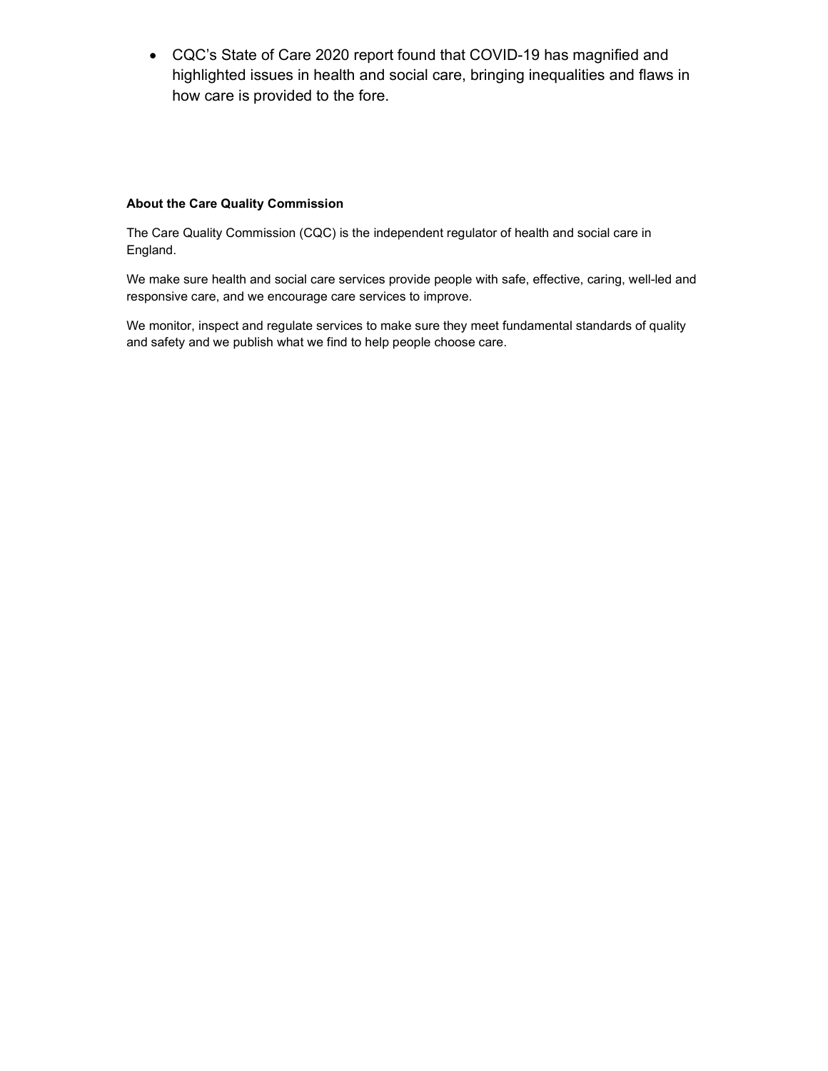- CQC's State of Care 2020 report found that COVID-19 has magnified and highlighted issues in health and social care, bringing inequalities and flaws in how care is provided to the fore.

**About the Care Quality Commission**

The Care Quality Commission (CQC) is the independent regulator of health and social care in England.

We make sure health and social care services provide people with safe, effective, caring, well-led and responsive care, and we encourage care services to improve.

We monitor, inspect and regulate services to make sure they meet fundamental standards of quality and safety and we publish what we find to help people choose care.